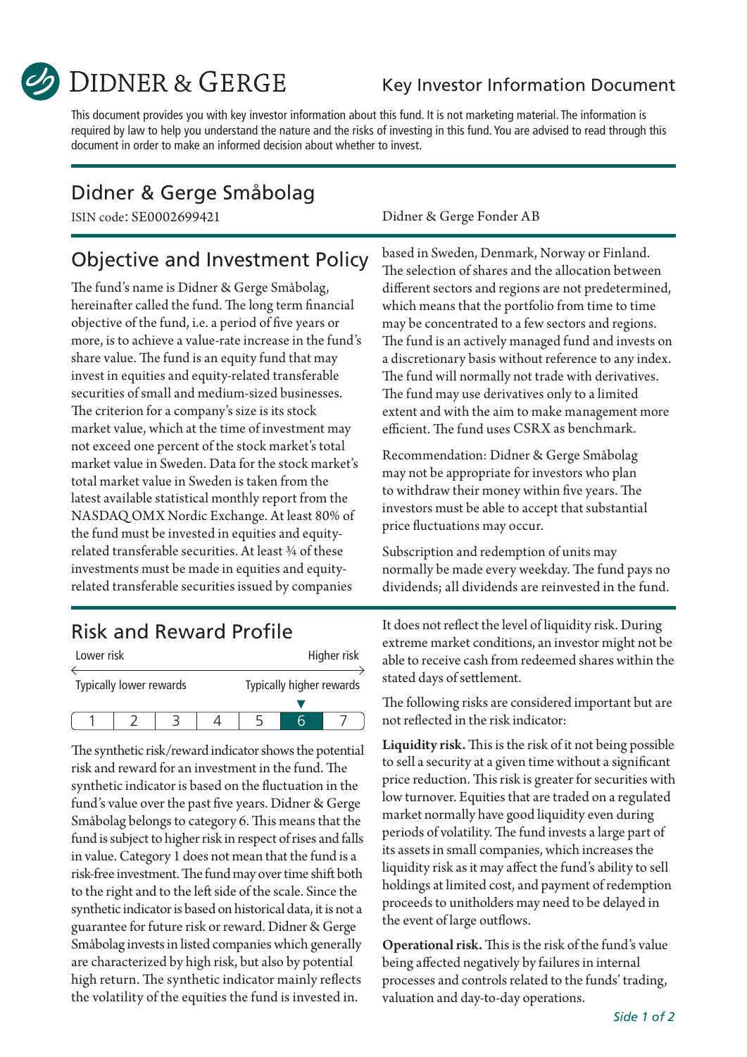DIDNER & GERGE

# Key Investor Information Document

This document provides you with key investor information about this fund. It is not marketing material. The information is required by law to help you understand the nature and the risks of investing in this fund. You are advised to read through this document in order to make an informed decision about whether to invest.

## Didner & Gerge Småbolag

ISIN code: SE0002699421

Didner & Gerge Fonder AB

## Objective and Investment Policy

The fund's name is Didner & Gerge Småbolag, hereinafter called the fund. The long term financial objective of the fund, i.e. a period of five years or more, is to achieve a value-rate increase in the fund's share value. The fund is an equity fund that may invest in equities and equity-related transferable securities of small and medium-sized businesses. The criterion for a company's size is its stock market value, which at the time of investment may not exceed one percent of the stock market's total market value in Sweden. Data for the stock market's total market value in Sweden is taken from the latest available statistical monthly report from the NASDAQ OMX Nordic Exchange. At least 80% of the fund must be invested in equities and equity-related transferable securities. At least ¾ of these investments must be made in equities and equity-related transferable securities issued by companies based in Sweden, Denmark, Norway or Finland. The selection of shares and the allocation between different sectors and regions are not predetermined, which means that the portfolio from time to time may be concentrated to a few sectors and regions. The fund is an actively managed fund and invests on a discretionary basis without reference to any index. The fund will normally not trade with derivatives. The fund may use derivatives only to a limited extent and with the aim to make management more efficient. The fund uses CSRX as benchmark.

Recommendation: Didner & Gerge Småbolag may not be appropriate for investors who plan to withdraw their money within five years. The investors must be able to accept that substantial price fluctuations may occur.

Subscription and redemption of units may normally be made every weekday. The fund pays no dividends; all dividends are reinvested in the fund.

## Risk and Reward Profile

Lower risk ← → Higher risk

Typically lower rewards — Typically higher rewards

| 1 | 2 | 3 | 4 | 5 | **6** | 7 |
|---|---|---|---|---|---|---|

The synthetic risk/reward indicator shows the potential risk and reward for an investment in the fund. The synthetic indicator is based on the fluctuation in the fund's value over the past five years. Didner & Gerge Småbolag belongs to category 6. This means that the fund is subject to higher risk in respect of rises and falls in value. Category 1 does not mean that the fund is a risk-free investment. The fund may over time shift both to the right and to the left side of the scale. Since the synthetic indicator is based on historical data, it is not a guarantee for future risk or reward. Didner & Gerge Småbolag invests in listed companies which generally are characterized by high risk, but also by potential high return. The synthetic indicator mainly reflects the volatility of the equities the fund is invested in. It does not reflect the level of liquidity risk. During extreme market conditions, an investor might not be able to receive cash from redeemed shares within the stated days of settlement.

The following risks are considered important but are not reflected in the risk indicator:

**Liquidity risk.** This is the risk of it not being possible to sell a security at a given time without a significant price reduction. This risk is greater for securities with low turnover. Equities that are traded on a regulated market normally have good liquidity even during periods of volatility. The fund invests a large part of its assets in small companies, which increases the liquidity risk as it may affect the fund's ability to sell holdings at limited cost, and payment of redemption proceeds to unitholders may need to be delayed in the event of large outflows.

**Operational risk.** This is the risk of the fund's value being affected negatively by failures in internal processes and controls related to the funds' trading, valuation and day-to-day operations.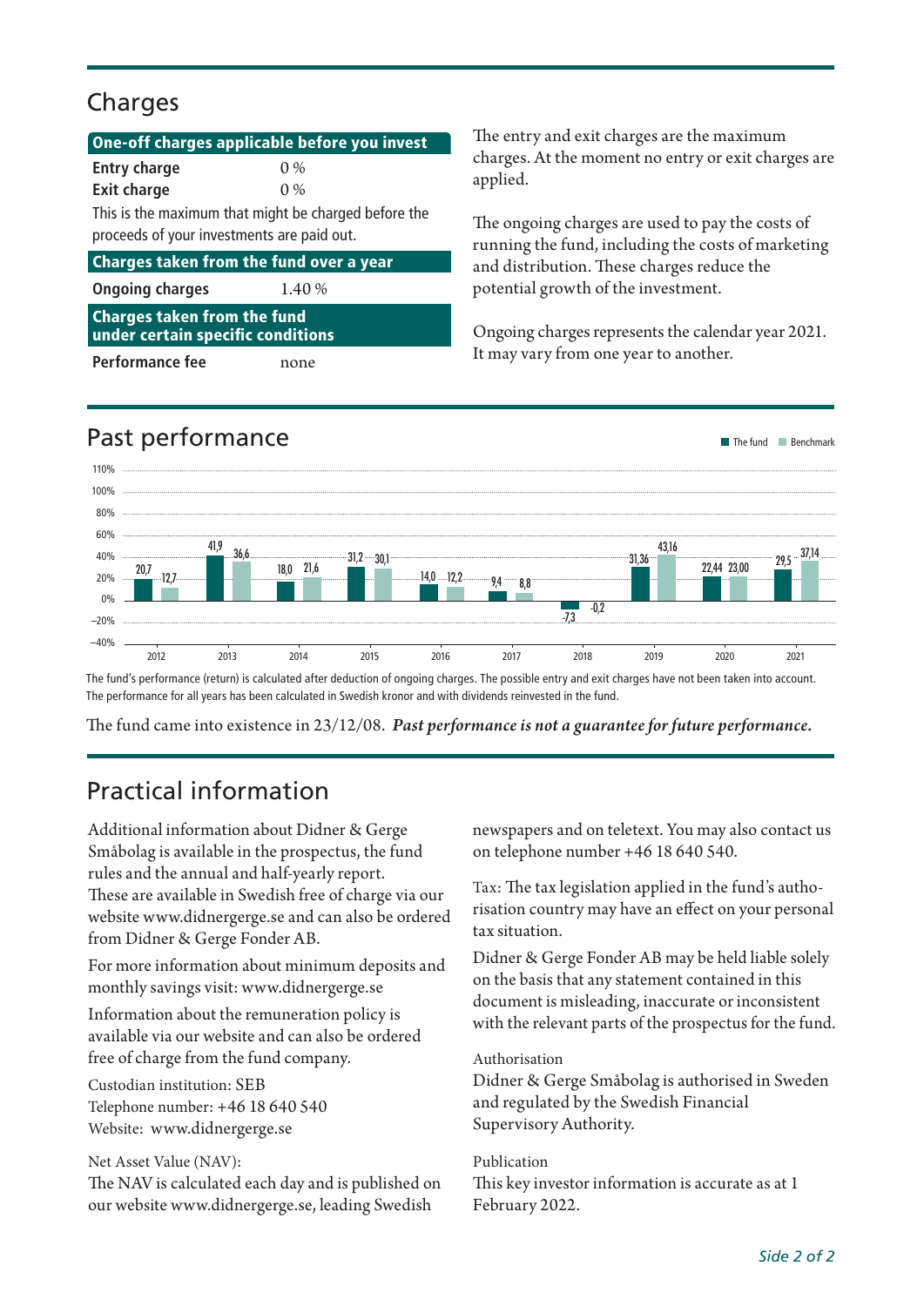## Charges

| One-off charges applicable before you invest | |
|---|---|
| **Entry charge** | 0 % |
| **Exit charge** | 0 % |

This is the maximum that might be charged before the proceeds of your investments are paid out.

| Charges taken from the fund over a year | |
|---|---|
| **Ongoing charges** | 1.40 % |

| Charges taken from the fund under certain specific conditions | |
|---|---|
| **Performance fee** | none |

The entry and exit charges are the maximum charges. At the moment no entry or exit charges are applied.

The ongoing charges are used to pay the costs of running the fund, including the costs of marketing and distribution. These charges reduce the potential growth of the investment.

Ongoing charges represents the calendar year 2021. It may vary from one year to another.

## Past performance

The fund
Benchmark

110%
100%
80%
60%
40%
20%
0%
−20%
−40%

2012: 20,7 12,7
2013: 41,9 36,6
2014: 18,0 21,6
2015: 31,2 30,1
2016: 14,0 12,2
2017: 9,4 8,8
2018: -7,3 -0,2
2019: 31,36 43,16
2020: 22,44 23,00
2021: 29,5 37,14

The fund's performance (return) is calculated after deduction of ongoing charges. The possible entry and exit charges have not been taken into account. The performance for all years has been calculated in Swedish kronor and with dividends reinvested in the fund.

The fund came into existence in 23/12/08. ***Past performance is not a guarantee for future performance.***

## Practical information

Additional information about Didner & Gerge Småbolag is available in the prospectus, the fund rules and the annual and half-yearly report. These are available in Swedish free of charge via our website www.didnergerge.se and can also be ordered from Didner & Gerge Fonder AB.

For more information about minimum deposits and monthly savings visit: www.didnergerge.se

Information about the remuneration policy is available via our website and can also be ordered free of charge from the fund company.

Custodian institution: SEB
Telephone number: +46 18 640 540
Website: www.didnergerge.se

Net Asset Value (NAV):
The NAV is calculated each day and is published on our website www.didnergerge.se, leading Swedish newspapers and on teletext. You may also contact us on telephone number +46 18 640 540.

Tax: The tax legislation applied in the fund's authorisation country may have an effect on your personal tax situation.

Didner & Gerge Fonder AB may be held liable solely on the basis that any statement contained in this document is misleading, inaccurate or inconsistent with the relevant parts of the prospectus for the fund.

Authorisation
Didner & Gerge Småbolag is authorised in Sweden and regulated by the Swedish Financial Supervisory Authority.

Publication
This key investor information is accurate as at 1 February 2022.